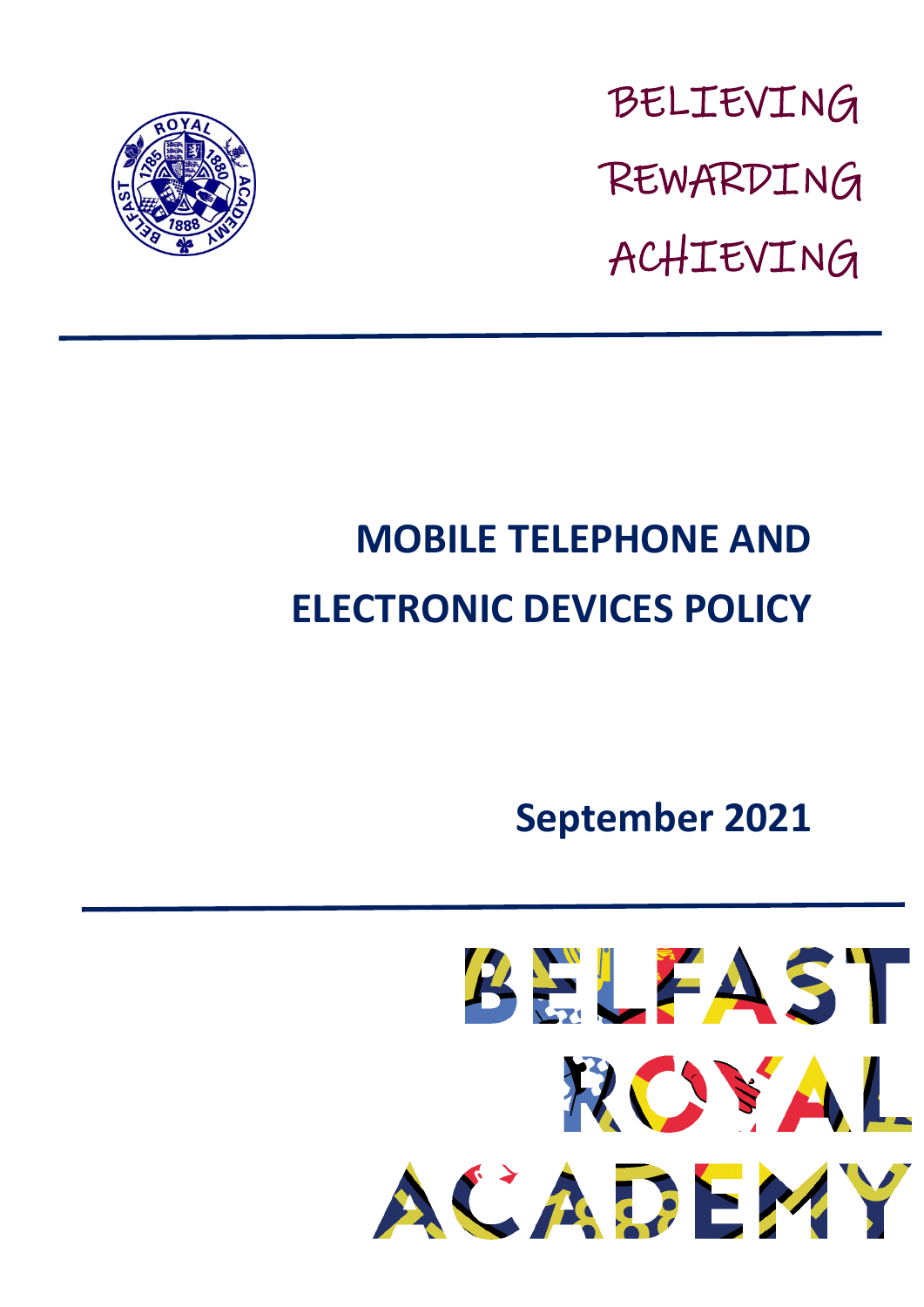BELIEVING

REWARDING

ACHIEVING

# MOBILE TELEPHONE AND ELECTRONIC DEVICES POLICY

**September 2021**

BELFAST ROYAL ACADEMY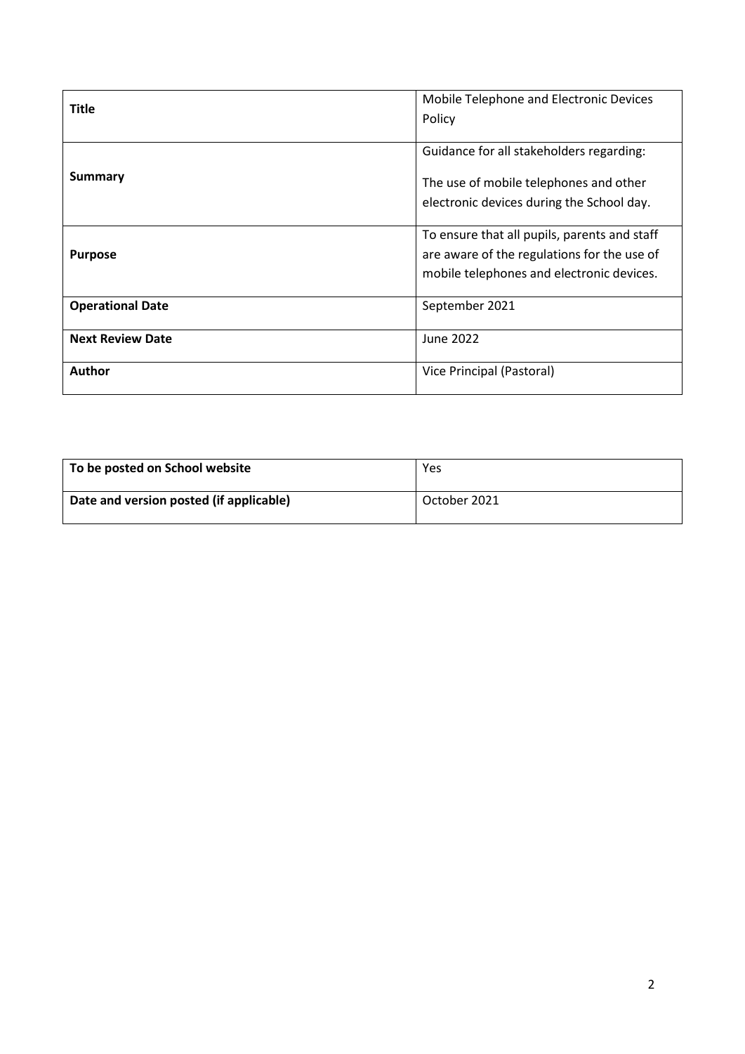| **Title** | Mobile Telephone and Electronic Devices Policy |
| --- | --- |
| **Summary** | Guidance for all stakeholders regarding:<br><br>The use of mobile telephones and other electronic devices during the School day. |
| **Purpose** | To ensure that all pupils, parents and staff are aware of the regulations for the use of mobile telephones and electronic devices. |
| **Operational Date** | September 2021 |
| **Next Review Date** | June 2022 |
| **Author** | Vice Principal (Pastoral) |

| **To be posted on School website** | Yes |
| --- | --- |
| **Date and version posted (if applicable)** | October 2021 |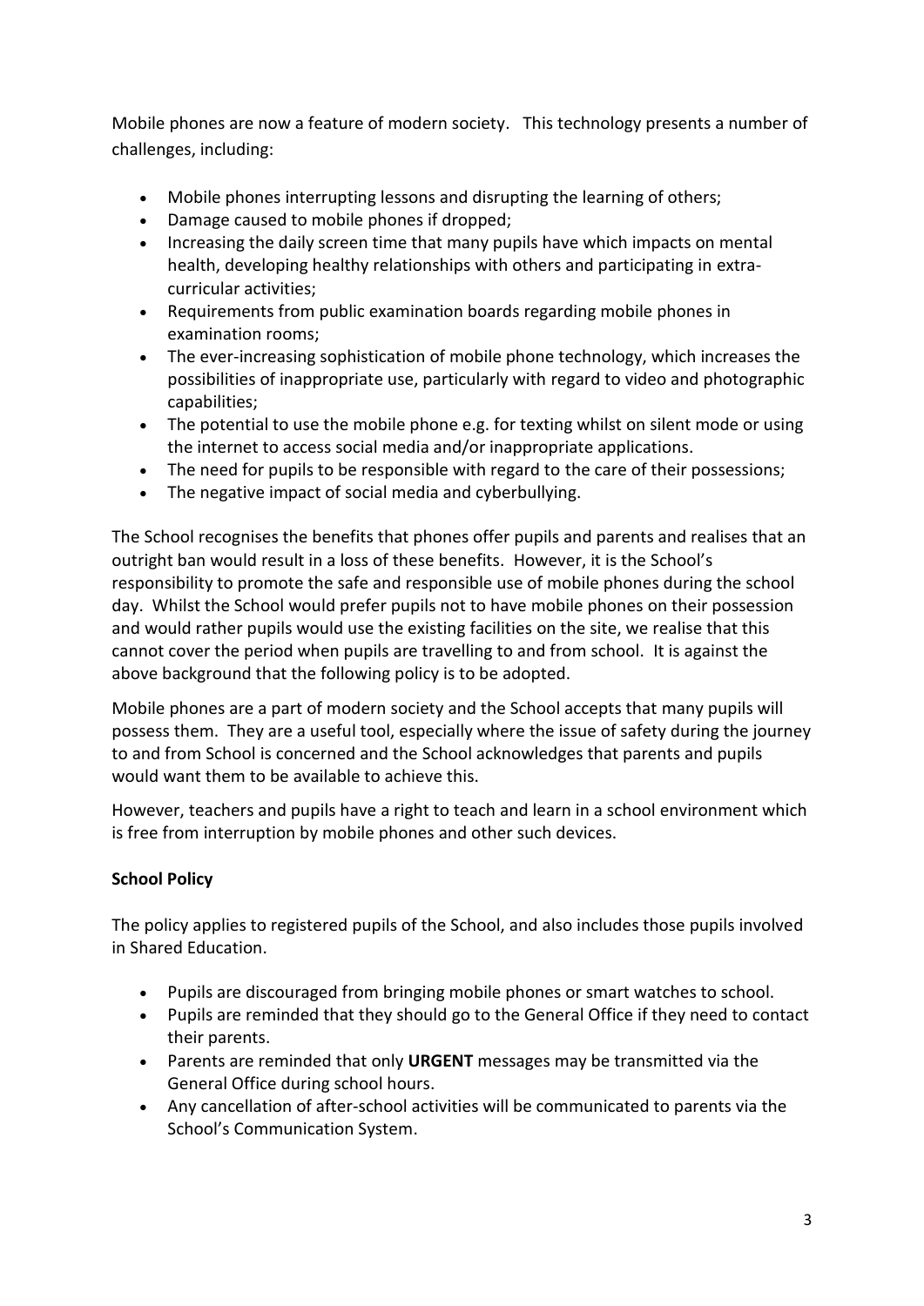Mobile phones are now a feature of modern society. This technology presents a number of challenges, including:

- Mobile phones interrupting lessons and disrupting the learning of others;
- Damage caused to mobile phones if dropped;
- Increasing the daily screen time that many pupils have which impacts on mental health, developing healthy relationships with others and participating in extra-curricular activities;
- Requirements from public examination boards regarding mobile phones in examination rooms;
- The ever-increasing sophistication of mobile phone technology, which increases the possibilities of inappropriate use, particularly with regard to video and photographic capabilities;
- The potential to use the mobile phone e.g. for texting whilst on silent mode or using the internet to access social media and/or inappropriate applications.
- The need for pupils to be responsible with regard to the care of their possessions;
- The negative impact of social media and cyberbullying.

The School recognises the benefits that phones offer pupils and parents and realises that an outright ban would result in a loss of these benefits. However, it is the School's responsibility to promote the safe and responsible use of mobile phones during the school day. Whilst the School would prefer pupils not to have mobile phones on their possession and would rather pupils would use the existing facilities on the site, we realise that this cannot cover the period when pupils are travelling to and from school. It is against the above background that the following policy is to be adopted.

Mobile phones are a part of modern society and the School accepts that many pupils will possess them. They are a useful tool, especially where the issue of safety during the journey to and from School is concerned and the School acknowledges that parents and pupils would want them to be available to achieve this.

However, teachers and pupils have a right to teach and learn in a school environment which is free from interruption by mobile phones and other such devices.

**School Policy**

The policy applies to registered pupils of the School, and also includes those pupils involved in Shared Education.

- Pupils are discouraged from bringing mobile phones or smart watches to school.
- Pupils are reminded that they should go to the General Office if they need to contact their parents.
- Parents are reminded that only **URGENT** messages may be transmitted via the General Office during school hours.
- Any cancellation of after-school activities will be communicated to parents via the School's Communication System.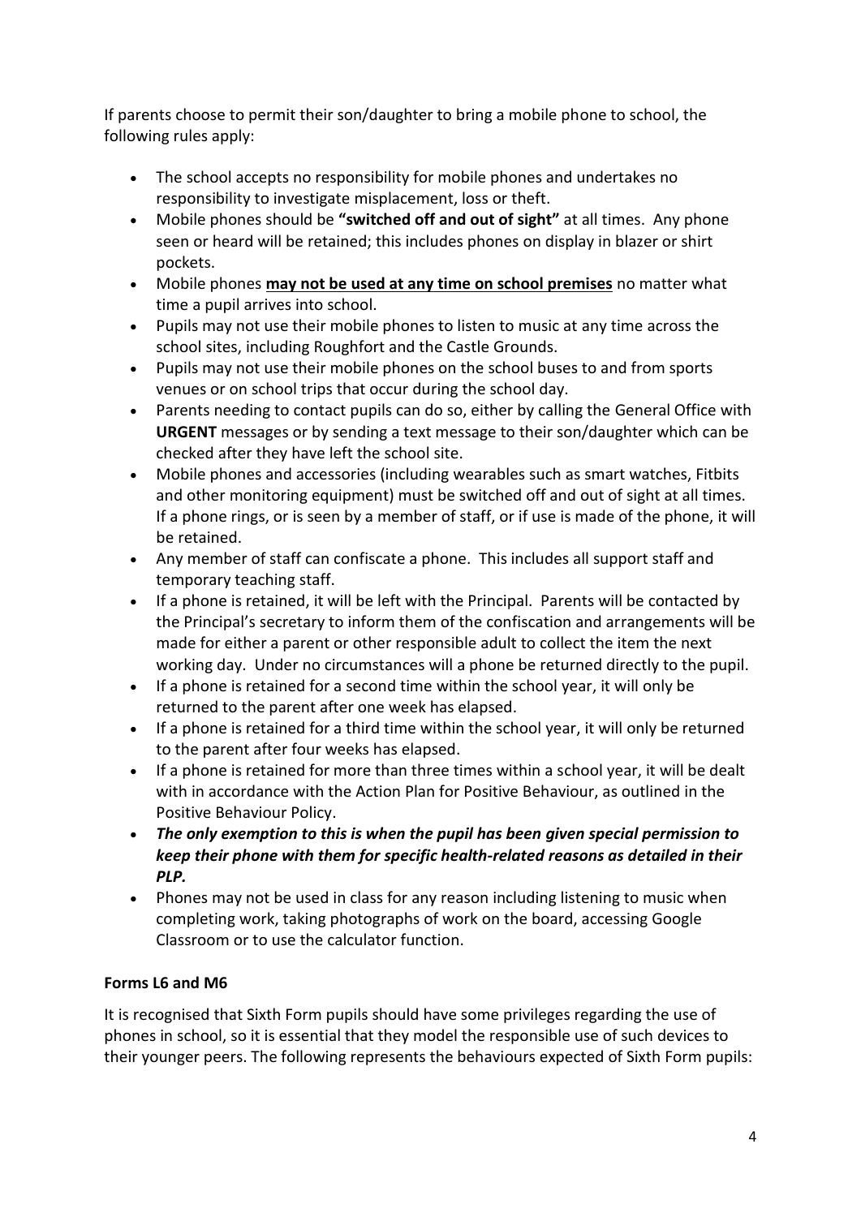If parents choose to permit their son/daughter to bring a mobile phone to school, the following rules apply:

- The school accepts no responsibility for mobile phones and undertakes no responsibility to investigate misplacement, loss or theft.
- Mobile phones should be **"switched off and out of sight"** at all times. Any phone seen or heard will be retained; this includes phones on display in blazer or shirt pockets.
- Mobile phones **<u>may not be used at any time on school premises</u>** no matter what time a pupil arrives into school.
- Pupils may not use their mobile phones to listen to music at any time across the school sites, including Roughfort and the Castle Grounds.
- Pupils may not use their mobile phones on the school buses to and from sports venues or on school trips that occur during the school day.
- Parents needing to contact pupils can do so, either by calling the General Office with **URGENT** messages or by sending a text message to their son/daughter which can be checked after they have left the school site.
- Mobile phones and accessories (including wearables such as smart watches, Fitbits and other monitoring equipment) must be switched off and out of sight at all times. If a phone rings, or is seen by a member of staff, or if use is made of the phone, it will be retained.
- Any member of staff can confiscate a phone. This includes all support staff and temporary teaching staff.
- If a phone is retained, it will be left with the Principal. Parents will be contacted by the Principal's secretary to inform them of the confiscation and arrangements will be made for either a parent or other responsible adult to collect the item the next working day. Under no circumstances will a phone be returned directly to the pupil.
- If a phone is retained for a second time within the school year, it will only be returned to the parent after one week has elapsed.
- If a phone is retained for a third time within the school year, it will only be returned to the parent after four weeks has elapsed.
- If a phone is retained for more than three times within a school year, it will be dealt with in accordance with the Action Plan for Positive Behaviour, as outlined in the Positive Behaviour Policy.
- ***The only exemption to this is when the pupil has been given special permission to keep their phone with them for specific health-related reasons as detailed in their PLP.***
- Phones may not be used in class for any reason including listening to music when completing work, taking photographs of work on the board, accessing Google Classroom or to use the calculator function.

**Forms L6 and M6**

It is recognised that Sixth Form pupils should have some privileges regarding the use of phones in school, so it is essential that they model the responsible use of such devices to their younger peers. The following represents the behaviours expected of Sixth Form pupils: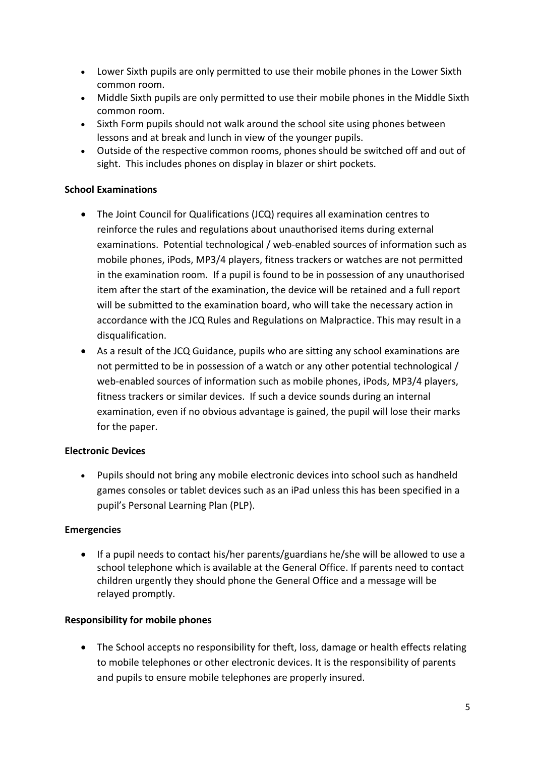- Lower Sixth pupils are only permitted to use their mobile phones in the Lower Sixth common room.
- Middle Sixth pupils are only permitted to use their mobile phones in the Middle Sixth common room.
- Sixth Form pupils should not walk around the school site using phones between lessons and at break and lunch in view of the younger pupils.
- Outside of the respective common rooms, phones should be switched off and out of sight. This includes phones on display in blazer or shirt pockets.

**School Examinations**

- The Joint Council for Qualifications (JCQ) requires all examination centres to reinforce the rules and regulations about unauthorised items during external examinations. Potential technological / web-enabled sources of information such as mobile phones, iPods, MP3/4 players, fitness trackers or watches are not permitted in the examination room. If a pupil is found to be in possession of any unauthorised item after the start of the examination, the device will be retained and a full report will be submitted to the examination board, who will take the necessary action in accordance with the JCQ Rules and Regulations on Malpractice. This may result in a disqualification.
- As a result of the JCQ Guidance, pupils who are sitting any school examinations are not permitted to be in possession of a watch or any other potential technological / web-enabled sources of information such as mobile phones, iPods, MP3/4 players, fitness trackers or similar devices. If such a device sounds during an internal examination, even if no obvious advantage is gained, the pupil will lose their marks for the paper.

**Electronic Devices**

- Pupils should not bring any mobile electronic devices into school such as handheld games consoles or tablet devices such as an iPad unless this has been specified in a pupil's Personal Learning Plan (PLP).

**Emergencies**

- If a pupil needs to contact his/her parents/guardians he/she will be allowed to use a school telephone which is available at the General Office. If parents need to contact children urgently they should phone the General Office and a message will be relayed promptly.

**Responsibility for mobile phones**

- The School accepts no responsibility for theft, loss, damage or health effects relating to mobile telephones or other electronic devices. It is the responsibility of parents and pupils to ensure mobile telephones are properly insured.